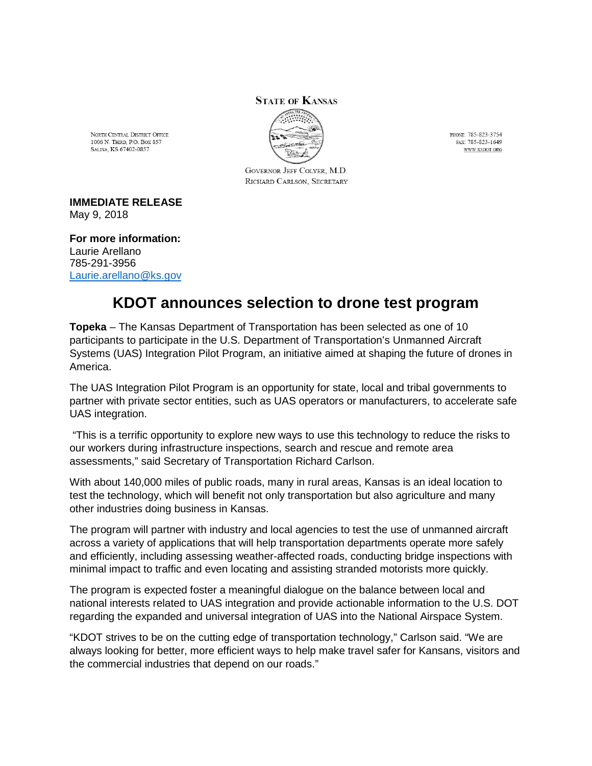STATE OF KANSAS

NORTH CENTRAL DISTRICT OFFICE
1006 N. THIRD, P.O. BOX 857
SALINA, KS 67402-0857

PHONE: 785-823-3754
FAX: 785-823-1649
WWW.KSDOT.ORG

GOVERNOR JEFF COLYER, M.D.
RICHARD CARLSON, SECRETARY

**IMMEDIATE RELEASE**
May 9, 2018

**For more information:**
Laurie Arellano
785-291-3956
Laurie.arellano@ks.gov

# KDOT announces selection to drone test program

**Topeka** – The Kansas Department of Transportation has been selected as one of 10 participants to participate in the U.S. Department of Transportation's Unmanned Aircraft Systems (UAS) Integration Pilot Program, an initiative aimed at shaping the future of drones in America.

The UAS Integration Pilot Program is an opportunity for state, local and tribal governments to partner with private sector entities, such as UAS operators or manufacturers, to accelerate safe UAS integration.

"This is a terrific opportunity to explore new ways to use this technology to reduce the risks to our workers during infrastructure inspections, search and rescue and remote area assessments," said Secretary of Transportation Richard Carlson.

With about 140,000 miles of public roads, many in rural areas, Kansas is an ideal location to test the technology, which will benefit not only transportation but also agriculture and many other industries doing business in Kansas.

The program will partner with industry and local agencies to test the use of unmanned aircraft across a variety of applications that will help transportation departments operate more safely and efficiently, including assessing weather-affected roads, conducting bridge inspections with minimal impact to traffic and even locating and assisting stranded motorists more quickly.

The program is expected foster a meaningful dialogue on the balance between local and national interests related to UAS integration and provide actionable information to the U.S. DOT regarding the expanded and universal integration of UAS into the National Airspace System.

"KDOT strives to be on the cutting edge of transportation technology," Carlson said. "We are always looking for better, more efficient ways to help make travel safer for Kansans, visitors and the commercial industries that depend on our roads."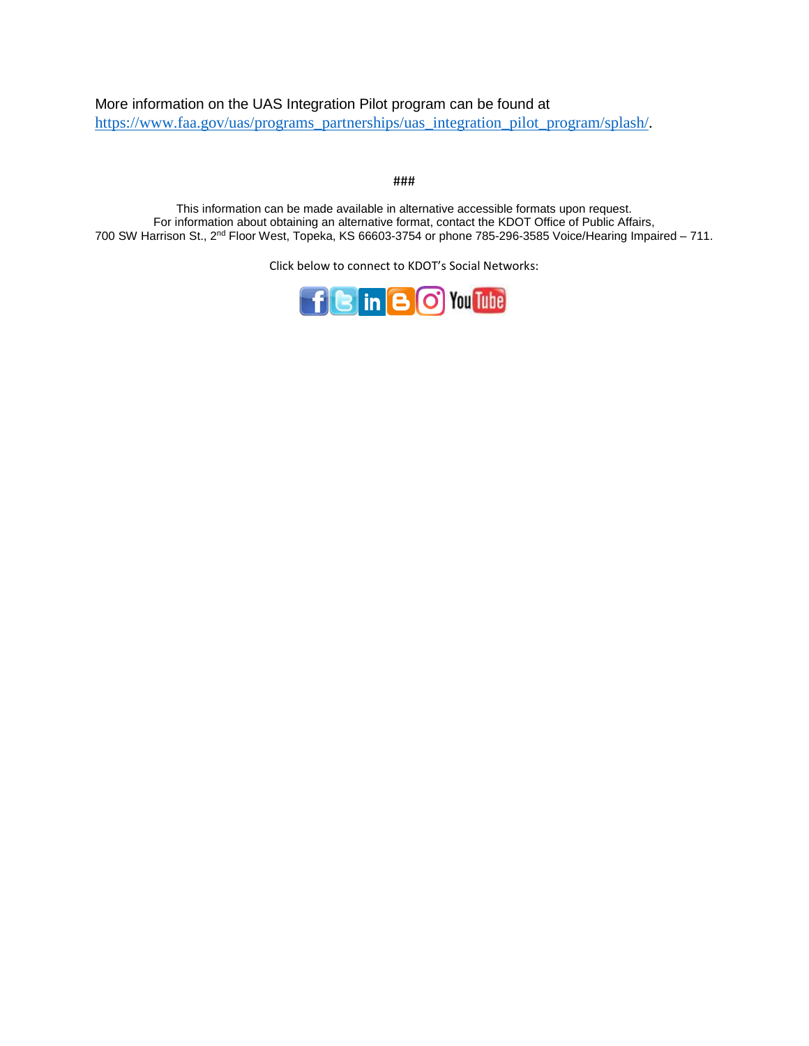More information on the UAS Integration Pilot program can be found at https://www.faa.gov/uas/programs_partnerships/uas_integration_pilot_program/splash/.

###

This information can be made available in alternative accessible formats upon request.
For information about obtaining an alternative format, contact the KDOT Office of Public Affairs,
700 SW Harrison St., 2nd Floor West, Topeka, KS 66603-3754 or phone 785-296-3585 Voice/Hearing Impaired – 711.

Click below to connect to KDOT's Social Networks: